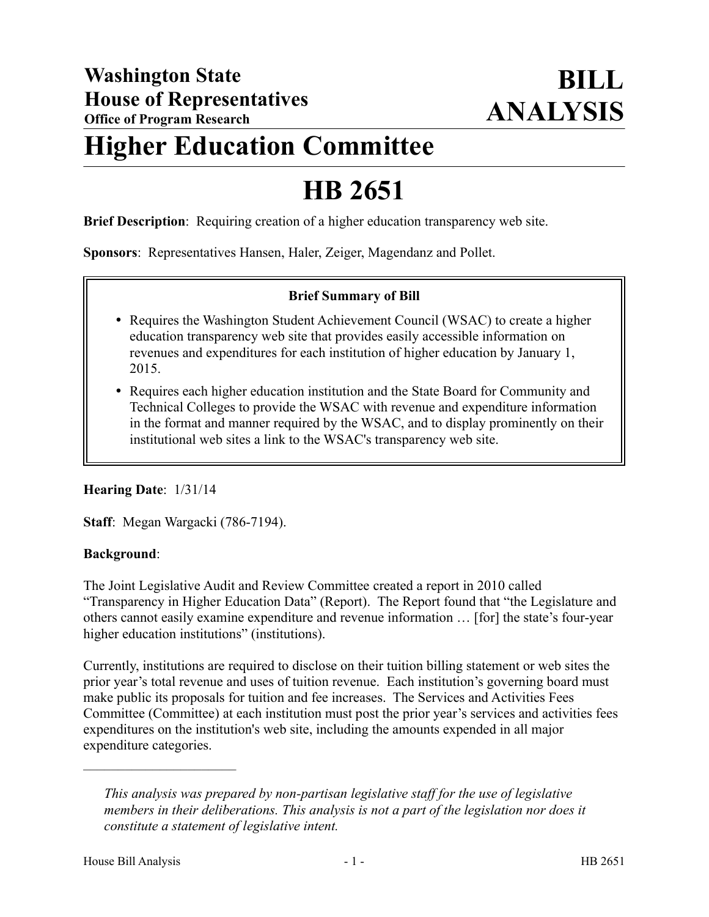**Washington State**
**House of Representatives**
**Office of Program Research**

**BILL ANALYSIS**

# Higher Education Committee

# HB 2651

**Brief Description**: Requiring creation of a higher education transparency web site.

**Sponsors**: Representatives Hansen, Haler, Zeiger, Magendanz and Pollet.

**Brief Summary of Bill**

- Requires the Washington Student Achievement Council (WSAC) to create a higher education transparency web site that provides easily accessible information on revenues and expenditures for each institution of higher education by January 1, 2015.
- Requires each higher education institution and the State Board for Community and Technical Colleges to provide the WSAC with revenue and expenditure information in the format and manner required by the WSAC, and to display prominently on their institutional web sites a link to the WSAC's transparency web site.

**Hearing Date**: 1/31/14

**Staff**: Megan Wargacki (786-7194).

**Background**:

The Joint Legislative Audit and Review Committee created a report in 2010 called "Transparency in Higher Education Data" (Report). The Report found that "the Legislature and others cannot easily examine expenditure and revenue information … [for] the state's four-year higher education institutions" (institutions).

Currently, institutions are required to disclose on their tuition billing statement or web sites the prior year's total revenue and uses of tuition revenue. Each institution's governing board must make public its proposals for tuition and fee increases. The Services and Activities Fees Committee (Committee) at each institution must post the prior year's services and activities fees expenditures on the institution's web site, including the amounts expended in all major expenditure categories.

---

*This analysis was prepared by non-partisan legislative staff for the use of legislative members in their deliberations. This analysis is not a part of the legislation nor does it constitute a statement of legislative intent.*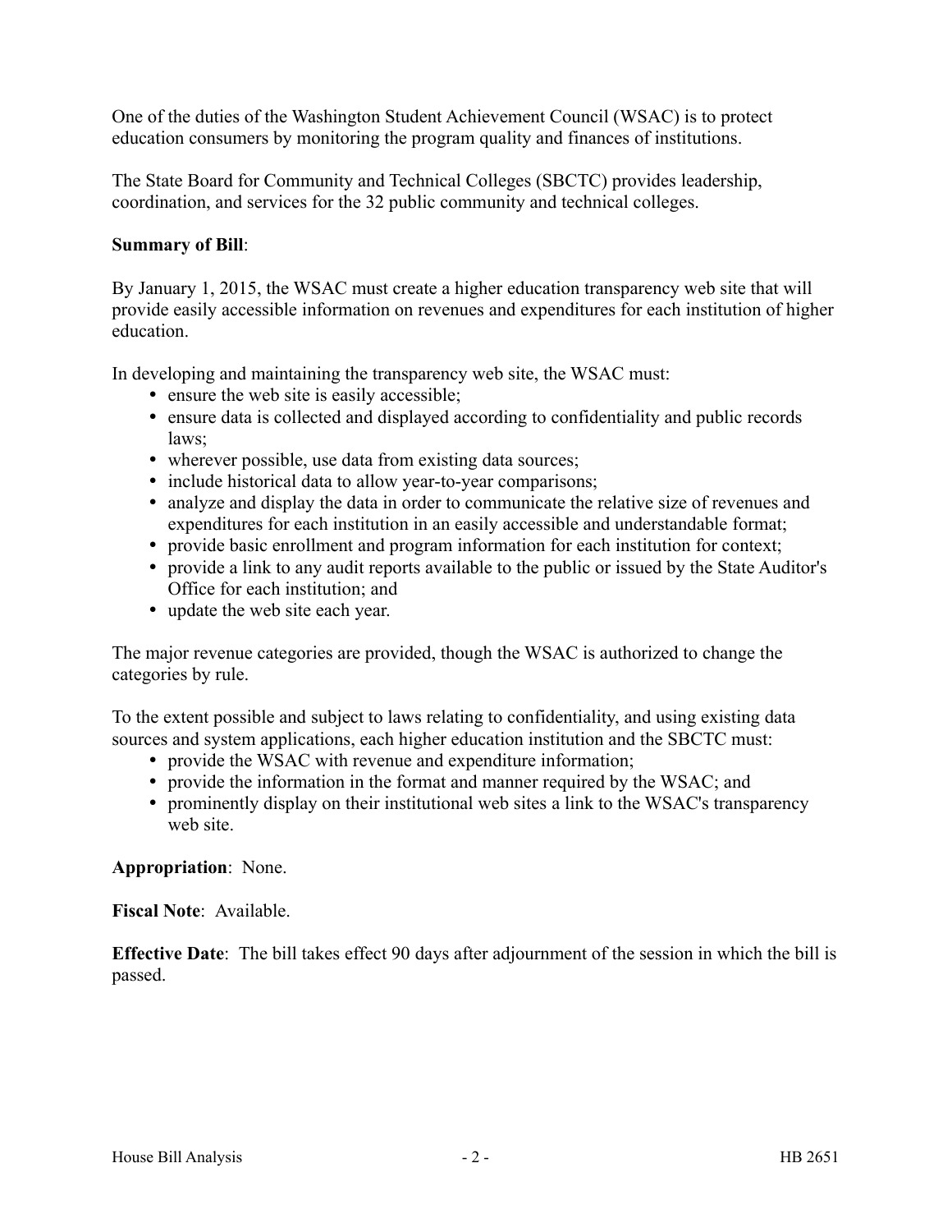One of the duties of the Washington Student Achievement Council (WSAC) is to protect education consumers by monitoring the program quality and finances of institutions.

The State Board for Community and Technical Colleges (SBCTC) provides leadership, coordination, and services for the 32 public community and technical colleges.

**Summary of Bill**:

By January 1, 2015, the WSAC must create a higher education transparency web site that will provide easily accessible information on revenues and expenditures for each institution of higher education.

In developing and maintaining the transparency web site, the WSAC must:

- ensure the web site is easily accessible;
- ensure data is collected and displayed according to confidentiality and public records laws;
- wherever possible, use data from existing data sources;
- include historical data to allow year-to-year comparisons;
- analyze and display the data in order to communicate the relative size of revenues and expenditures for each institution in an easily accessible and understandable format;
- provide basic enrollment and program information for each institution for context;
- provide a link to any audit reports available to the public or issued by the State Auditor's Office for each institution; and
- update the web site each year.

The major revenue categories are provided, though the WSAC is authorized to change the categories by rule.

To the extent possible and subject to laws relating to confidentiality, and using existing data sources and system applications, each higher education institution and the SBCTC must:

- provide the WSAC with revenue and expenditure information;
- provide the information in the format and manner required by the WSAC; and
- prominently display on their institutional web sites a link to the WSAC's transparency web site.

**Appropriation**: None.

**Fiscal Note**: Available.

**Effective Date**: The bill takes effect 90 days after adjournment of the session in which the bill is passed.